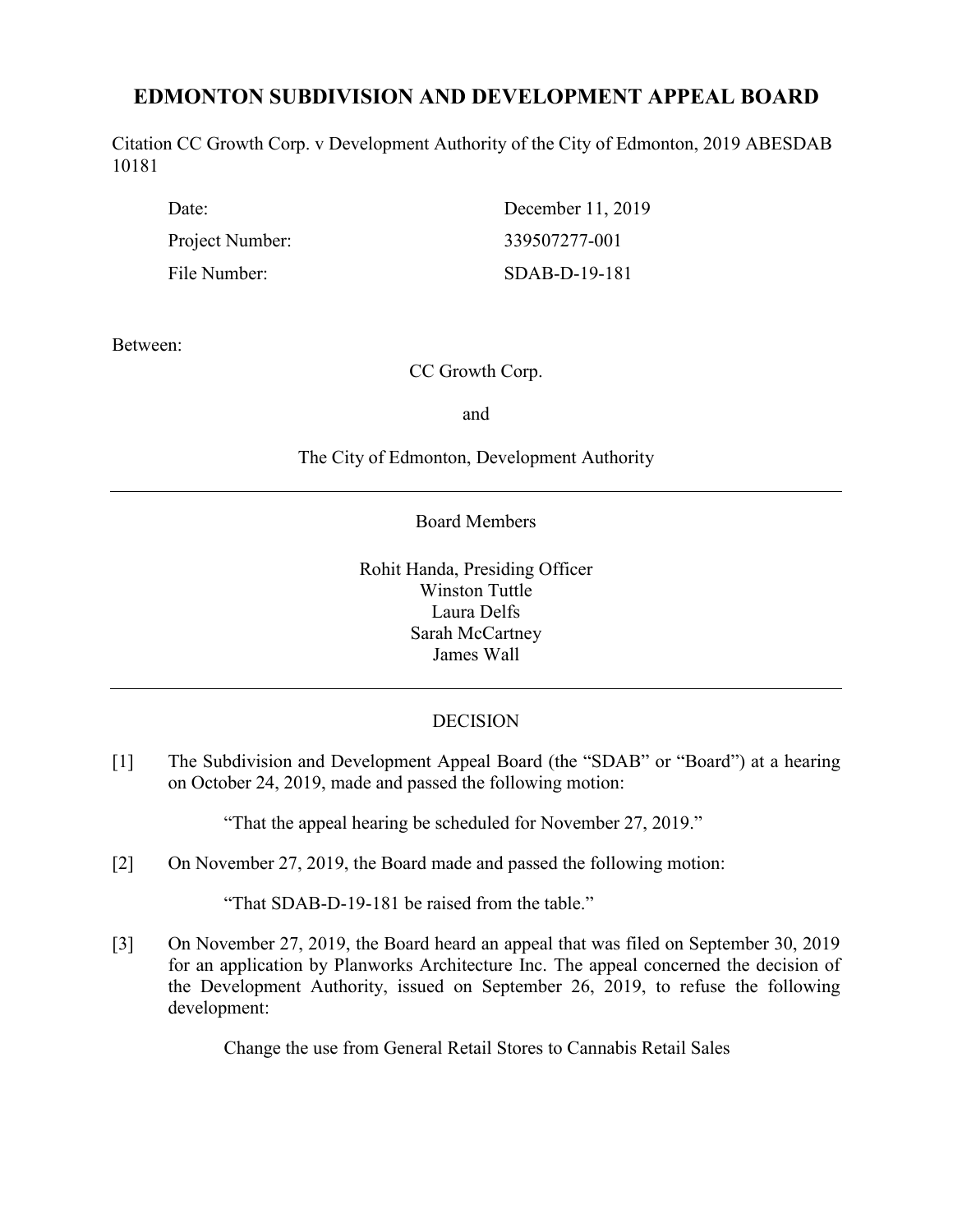# EDMONTON SUBDIVISION AND DEVELOPMENT APPEAL BOARD

Citation CC Growth Corp. v Development Authority of the City of Edmonton, 2019 ABESDAB 10181

| | |
|---|---|
| Date: | December 11, 2019 |
| Project Number: | 339507277-001 |
| File Number: | SDAB-D-19-181 |

Between:

CC Growth Corp.

and

The City of Edmonton, Development Authority

---

Board Members

Rohit Handa, Presiding Officer
Winston Tuttle
Laura Delfs
Sarah McCartney
James Wall

---

DECISION

[1] The Subdivision and Development Appeal Board (the "SDAB" or "Board") at a hearing on October 24, 2019, made and passed the following motion:

> "That the appeal hearing be scheduled for November 27, 2019."

[2] On November 27, 2019, the Board made and passed the following motion:

> "That SDAB-D-19-181 be raised from the table."

[3] On November 27, 2019, the Board heard an appeal that was filed on September 30, 2019 for an application by Planworks Architecture Inc. The appeal concerned the decision of the Development Authority, issued on September 26, 2019, to refuse the following development:

> Change the use from General Retail Stores to Cannabis Retail Sales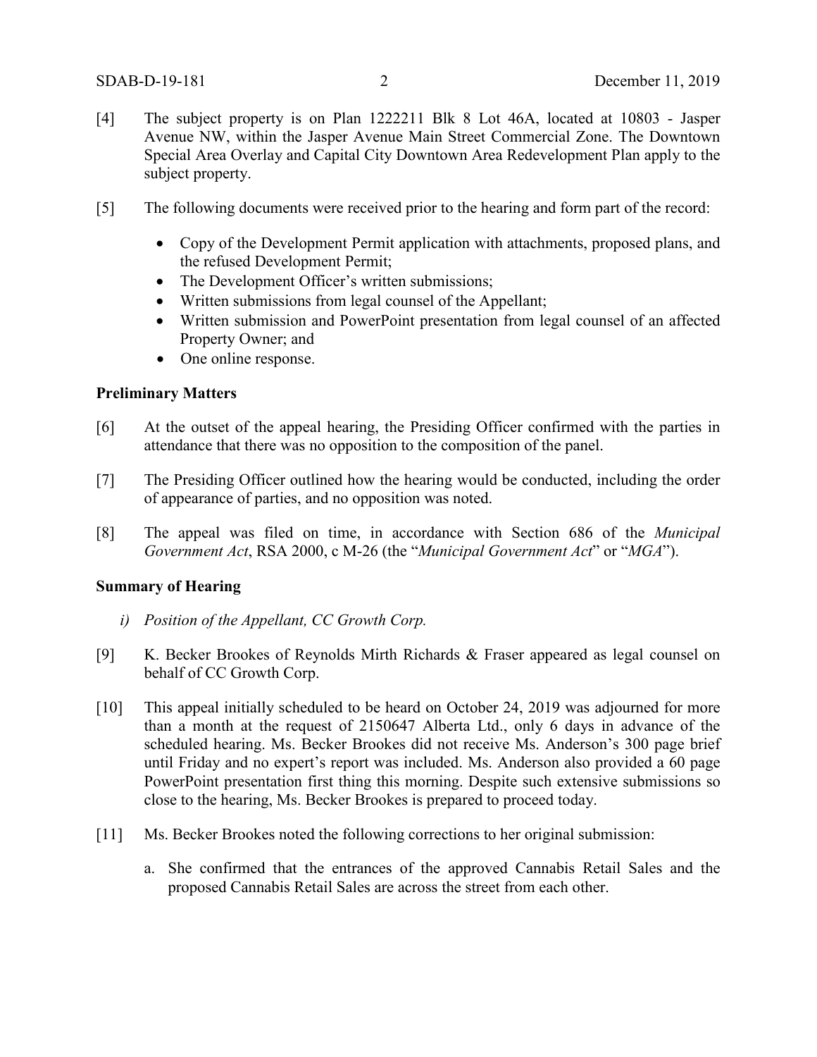[4] The subject property is on Plan 1222211 Blk 8 Lot 46A, located at 10803 - Jasper Avenue NW, within the Jasper Avenue Main Street Commercial Zone. The Downtown Special Area Overlay and Capital City Downtown Area Redevelopment Plan apply to the subject property.

[5] The following documents were received prior to the hearing and form part of the record:

- Copy of the Development Permit application with attachments, proposed plans, and the refused Development Permit;
- The Development Officer's written submissions;
- Written submissions from legal counsel of the Appellant;
- Written submission and PowerPoint presentation from legal counsel of an affected Property Owner; and
- One online response.

### Preliminary Matters

[6] At the outset of the appeal hearing, the Presiding Officer confirmed with the parties in attendance that there was no opposition to the composition of the panel.

[7] The Presiding Officer outlined how the hearing would be conducted, including the order of appearance of parties, and no opposition was noted.

[8] The appeal was filed on time, in accordance with Section 686 of the *Municipal Government Act*, RSA 2000, c M-26 (the "*Municipal Government Act*" or "*MGA*").

### Summary of Hearing

*i) Position of the Appellant, CC Growth Corp.*

[9] K. Becker Brookes of Reynolds Mirth Richards & Fraser appeared as legal counsel on behalf of CC Growth Corp.

[10] This appeal initially scheduled to be heard on October 24, 2019 was adjourned for more than a month at the request of 2150647 Alberta Ltd., only 6 days in advance of the scheduled hearing. Ms. Becker Brookes did not receive Ms. Anderson's 300 page brief until Friday and no expert's report was included. Ms. Anderson also provided a 60 page PowerPoint presentation first thing this morning. Despite such extensive submissions so close to the hearing, Ms. Becker Brookes is prepared to proceed today.

[11] Ms. Becker Brookes noted the following corrections to her original submission:

a. She confirmed that the entrances of the approved Cannabis Retail Sales and the proposed Cannabis Retail Sales are across the street from each other.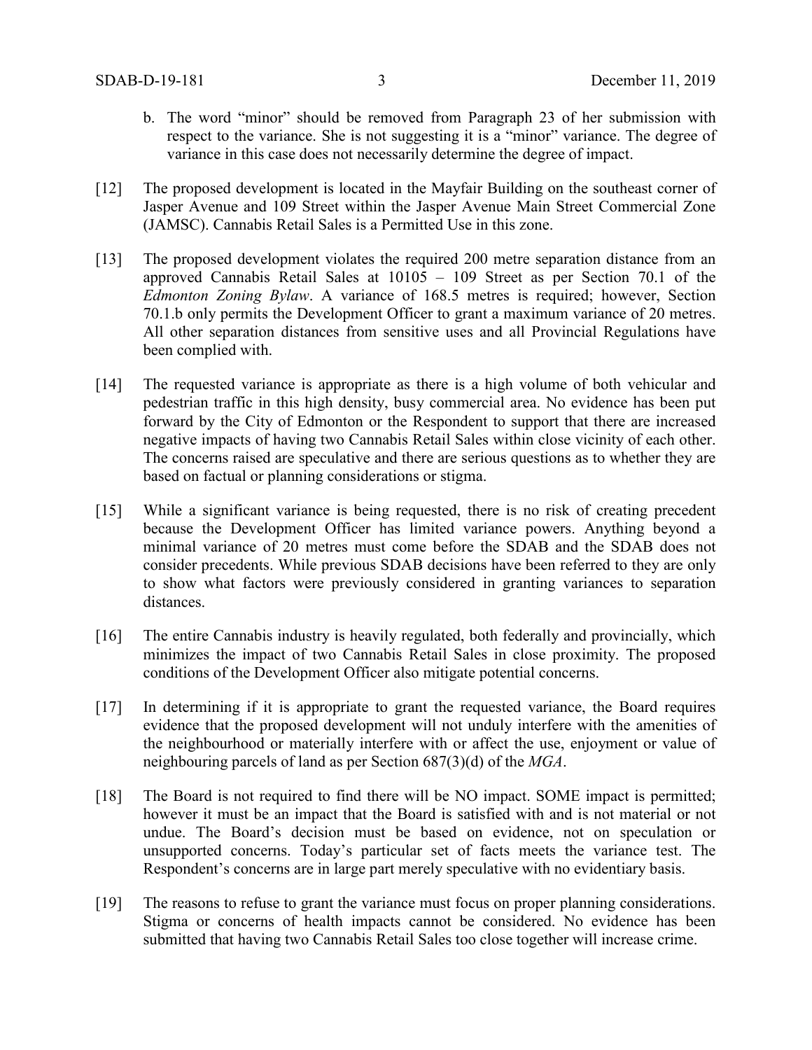b. The word "minor" should be removed from Paragraph 23 of her submission with respect to the variance. She is not suggesting it is a "minor" variance. The degree of variance in this case does not necessarily determine the degree of impact.

[12] The proposed development is located in the Mayfair Building on the southeast corner of Jasper Avenue and 109 Street within the Jasper Avenue Main Street Commercial Zone (JAMSC). Cannabis Retail Sales is a Permitted Use in this zone.

[13] The proposed development violates the required 200 metre separation distance from an approved Cannabis Retail Sales at 10105 – 109 Street as per Section 70.1 of the *Edmonton Zoning Bylaw*. A variance of 168.5 metres is required; however, Section 70.1.b only permits the Development Officer to grant a maximum variance of 20 metres. All other separation distances from sensitive uses and all Provincial Regulations have been complied with.

[14] The requested variance is appropriate as there is a high volume of both vehicular and pedestrian traffic in this high density, busy commercial area. No evidence has been put forward by the City of Edmonton or the Respondent to support that there are increased negative impacts of having two Cannabis Retail Sales within close vicinity of each other. The concerns raised are speculative and there are serious questions as to whether they are based on factual or planning considerations or stigma.

[15] While a significant variance is being requested, there is no risk of creating precedent because the Development Officer has limited variance powers. Anything beyond a minimal variance of 20 metres must come before the SDAB and the SDAB does not consider precedents. While previous SDAB decisions have been referred to they are only to show what factors were previously considered in granting variances to separation distances.

[16] The entire Cannabis industry is heavily regulated, both federally and provincially, which minimizes the impact of two Cannabis Retail Sales in close proximity. The proposed conditions of the Development Officer also mitigate potential concerns.

[17] In determining if it is appropriate to grant the requested variance, the Board requires evidence that the proposed development will not unduly interfere with the amenities of the neighbourhood or materially interfere with or affect the use, enjoyment or value of neighbouring parcels of land as per Section 687(3)(d) of the *MGA*.

[18] The Board is not required to find there will be NO impact. SOME impact is permitted; however it must be an impact that the Board is satisfied with and is not material or not undue. The Board's decision must be based on evidence, not on speculation or unsupported concerns. Today's particular set of facts meets the variance test. The Respondent's concerns are in large part merely speculative with no evidentiary basis.

[19] The reasons to refuse to grant the variance must focus on proper planning considerations. Stigma or concerns of health impacts cannot be considered. No evidence has been submitted that having two Cannabis Retail Sales too close together will increase crime.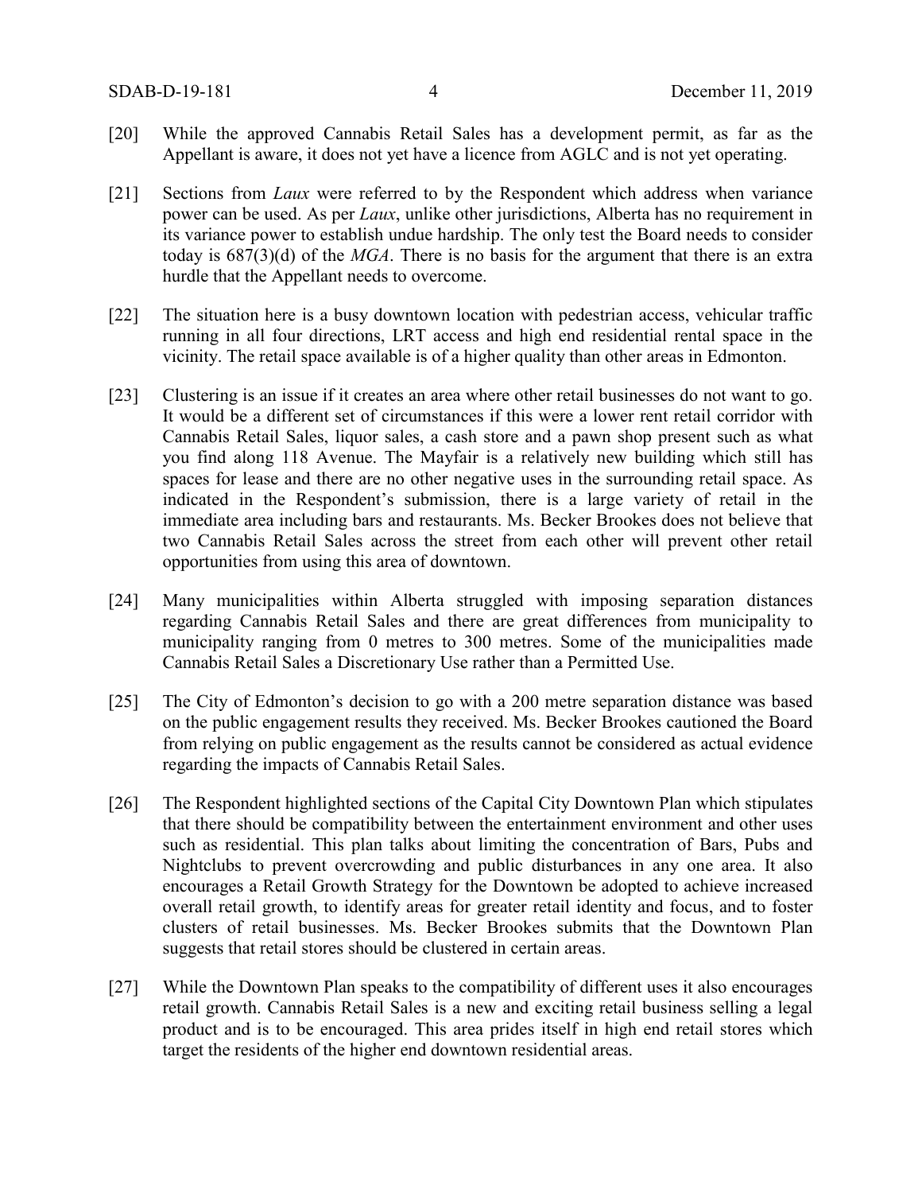[20] While the approved Cannabis Retail Sales has a development permit, as far as the Appellant is aware, it does not yet have a licence from AGLC and is not yet operating.

[21] Sections from *Laux* were referred to by the Respondent which address when variance power can be used. As per *Laux*, unlike other jurisdictions, Alberta has no requirement in its variance power to establish undue hardship. The only test the Board needs to consider today is 687(3)(d) of the *MGA*. There is no basis for the argument that there is an extra hurdle that the Appellant needs to overcome.

[22] The situation here is a busy downtown location with pedestrian access, vehicular traffic running in all four directions, LRT access and high end residential rental space in the vicinity. The retail space available is of a higher quality than other areas in Edmonton.

[23] Clustering is an issue if it creates an area where other retail businesses do not want to go. It would be a different set of circumstances if this were a lower rent retail corridor with Cannabis Retail Sales, liquor sales, a cash store and a pawn shop present such as what you find along 118 Avenue. The Mayfair is a relatively new building which still has spaces for lease and there are no other negative uses in the surrounding retail space. As indicated in the Respondent's submission, there is a large variety of retail in the immediate area including bars and restaurants. Ms. Becker Brookes does not believe that two Cannabis Retail Sales across the street from each other will prevent other retail opportunities from using this area of downtown.

[24] Many municipalities within Alberta struggled with imposing separation distances regarding Cannabis Retail Sales and there are great differences from municipality to municipality ranging from 0 metres to 300 metres. Some of the municipalities made Cannabis Retail Sales a Discretionary Use rather than a Permitted Use.

[25] The City of Edmonton's decision to go with a 200 metre separation distance was based on the public engagement results they received. Ms. Becker Brookes cautioned the Board from relying on public engagement as the results cannot be considered as actual evidence regarding the impacts of Cannabis Retail Sales.

[26] The Respondent highlighted sections of the Capital City Downtown Plan which stipulates that there should be compatibility between the entertainment environment and other uses such as residential. This plan talks about limiting the concentration of Bars, Pubs and Nightclubs to prevent overcrowding and public disturbances in any one area. It also encourages a Retail Growth Strategy for the Downtown be adopted to achieve increased overall retail growth, to identify areas for greater retail identity and focus, and to foster clusters of retail businesses. Ms. Becker Brookes submits that the Downtown Plan suggests that retail stores should be clustered in certain areas.

[27] While the Downtown Plan speaks to the compatibility of different uses it also encourages retail growth. Cannabis Retail Sales is a new and exciting retail business selling a legal product and is to be encouraged. This area prides itself in high end retail stores which target the residents of the higher end downtown residential areas.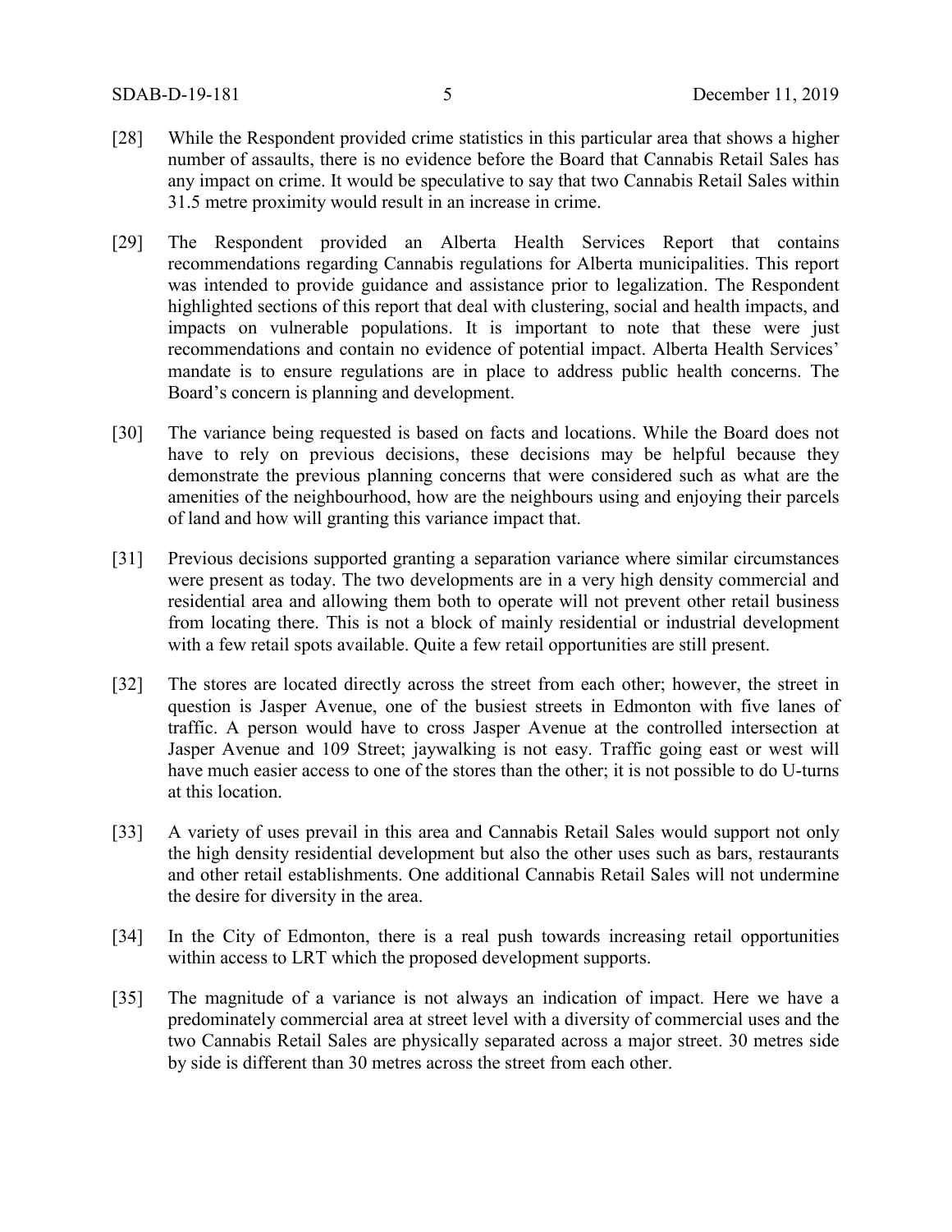[28] While the Respondent provided crime statistics in this particular area that shows a higher number of assaults, there is no evidence before the Board that Cannabis Retail Sales has any impact on crime. It would be speculative to say that two Cannabis Retail Sales within 31.5 metre proximity would result in an increase in crime.

[29] The Respondent provided an Alberta Health Services Report that contains recommendations regarding Cannabis regulations for Alberta municipalities. This report was intended to provide guidance and assistance prior to legalization. The Respondent highlighted sections of this report that deal with clustering, social and health impacts, and impacts on vulnerable populations. It is important to note that these were just recommendations and contain no evidence of potential impact. Alberta Health Services' mandate is to ensure regulations are in place to address public health concerns. The Board's concern is planning and development.

[30] The variance being requested is based on facts and locations. While the Board does not have to rely on previous decisions, these decisions may be helpful because they demonstrate the previous planning concerns that were considered such as what are the amenities of the neighbourhood, how are the neighbours using and enjoying their parcels of land and how will granting this variance impact that.

[31] Previous decisions supported granting a separation variance where similar circumstances were present as today. The two developments are in a very high density commercial and residential area and allowing them both to operate will not prevent other retail business from locating there. This is not a block of mainly residential or industrial development with a few retail spots available. Quite a few retail opportunities are still present.

[32] The stores are located directly across the street from each other; however, the street in question is Jasper Avenue, one of the busiest streets in Edmonton with five lanes of traffic. A person would have to cross Jasper Avenue at the controlled intersection at Jasper Avenue and 109 Street; jaywalking is not easy. Traffic going east or west will have much easier access to one of the stores than the other; it is not possible to do U-turns at this location.

[33] A variety of uses prevail in this area and Cannabis Retail Sales would support not only the high density residential development but also the other uses such as bars, restaurants and other retail establishments. One additional Cannabis Retail Sales will not undermine the desire for diversity in the area.

[34] In the City of Edmonton, there is a real push towards increasing retail opportunities within access to LRT which the proposed development supports.

[35] The magnitude of a variance is not always an indication of impact. Here we have a predominately commercial area at street level with a diversity of commercial uses and the two Cannabis Retail Sales are physically separated across a major street. 30 metres side by side is different than 30 metres across the street from each other.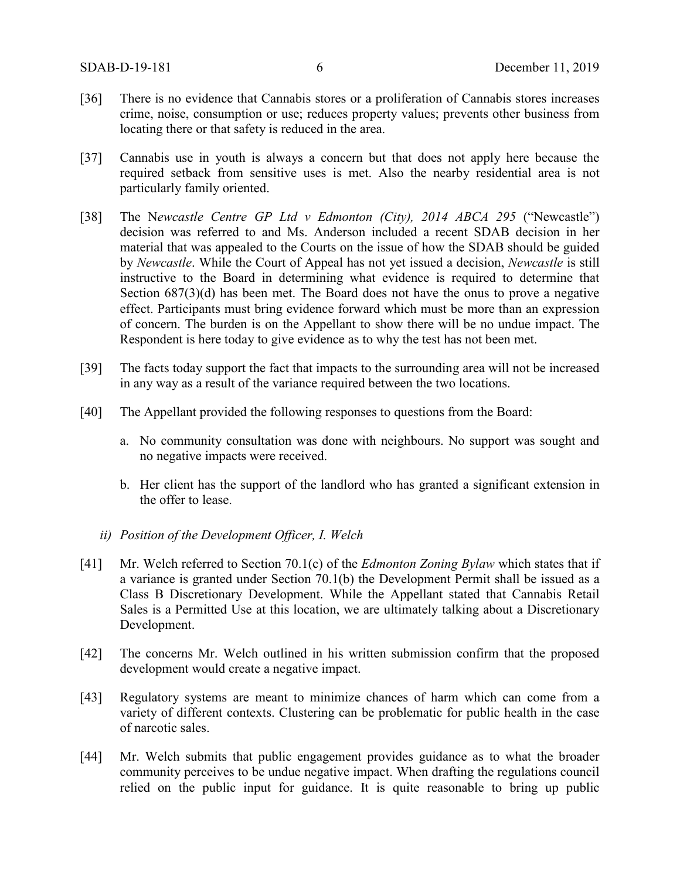[36] There is no evidence that Cannabis stores or a proliferation of Cannabis stores increases crime, noise, consumption or use; reduces property values; prevents other business from locating there or that safety is reduced in the area.

[37] Cannabis use in youth is always a concern but that does not apply here because the required setback from sensitive uses is met. Also the nearby residential area is not particularly family oriented.

[38] The N*ewcastle Centre GP Ltd v Edmonton (City), 2014 ABCA 295* ("Newcastle") decision was referred to and Ms. Anderson included a recent SDAB decision in her material that was appealed to the Courts on the issue of how the SDAB should be guided by *Newcastle*. While the Court of Appeal has not yet issued a decision, *Newcastle* is still instructive to the Board in determining what evidence is required to determine that Section 687(3)(d) has been met. The Board does not have the onus to prove a negative effect. Participants must bring evidence forward which must be more than an expression of concern. The burden is on the Appellant to show there will be no undue impact. The Respondent is here today to give evidence as to why the test has not been met.

[39] The facts today support the fact that impacts to the surrounding area will not be increased in any way as a result of the variance required between the two locations.

[40] The Appellant provided the following responses to questions from the Board:

a. No community consultation was done with neighbours. No support was sought and no negative impacts were received.

b. Her client has the support of the landlord who has granted a significant extension in the offer to lease.

*ii) Position of the Development Officer, I. Welch*

[41] Mr. Welch referred to Section 70.1(c) of the *Edmonton Zoning Bylaw* which states that if a variance is granted under Section 70.1(b) the Development Permit shall be issued as a Class B Discretionary Development. While the Appellant stated that Cannabis Retail Sales is a Permitted Use at this location, we are ultimately talking about a Discretionary Development.

[42] The concerns Mr. Welch outlined in his written submission confirm that the proposed development would create a negative impact.

[43] Regulatory systems are meant to minimize chances of harm which can come from a variety of different contexts. Clustering can be problematic for public health in the case of narcotic sales.

[44] Mr. Welch submits that public engagement provides guidance as to what the broader community perceives to be undue negative impact. When drafting the regulations council relied on the public input for guidance. It is quite reasonable to bring up public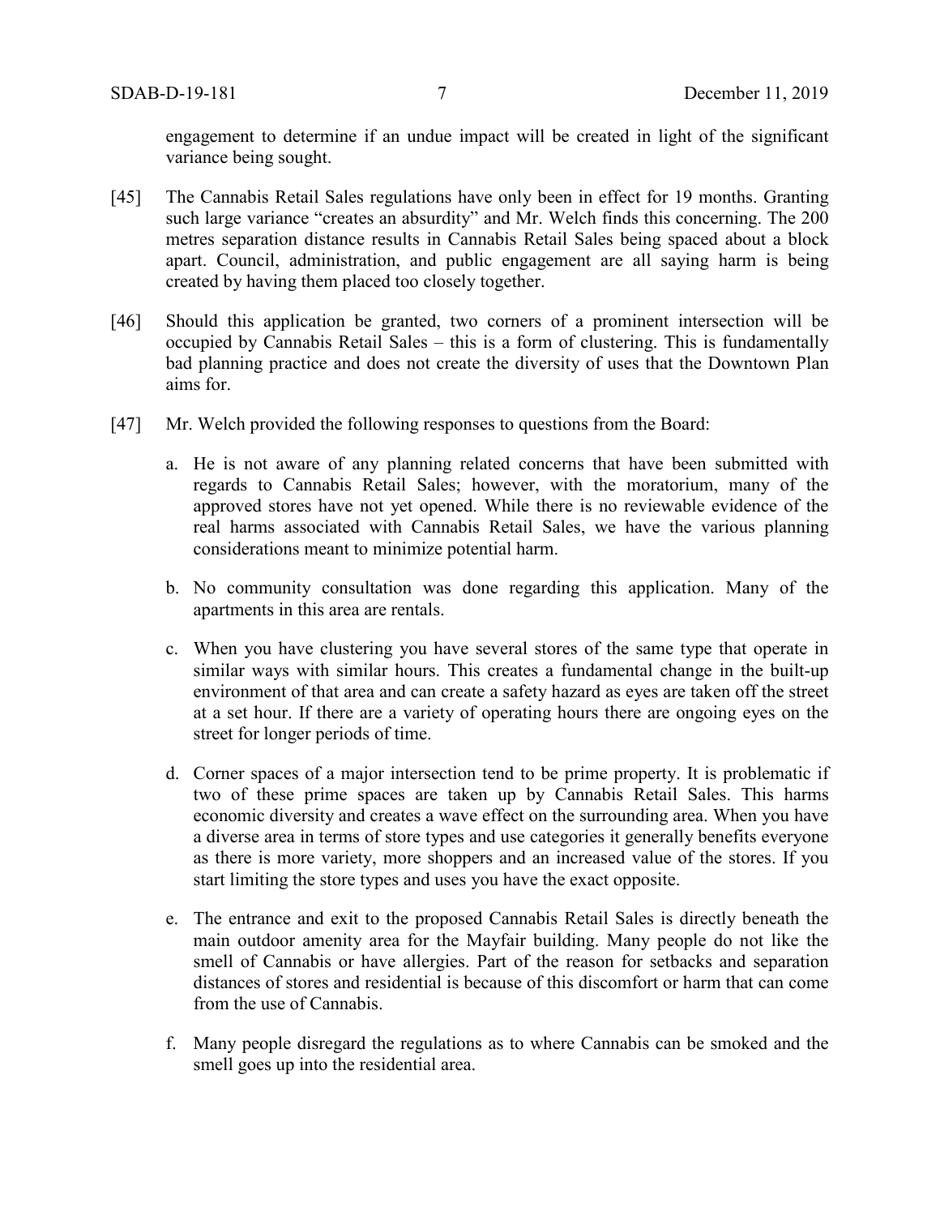engagement to determine if an undue impact will be created in light of the significant variance being sought.

[45] The Cannabis Retail Sales regulations have only been in effect for 19 months. Granting such large variance "creates an absurdity" and Mr. Welch finds this concerning. The 200 metres separation distance results in Cannabis Retail Sales being spaced about a block apart. Council, administration, and public engagement are all saying harm is being created by having them placed too closely together.

[46] Should this application be granted, two corners of a prominent intersection will be occupied by Cannabis Retail Sales – this is a form of clustering. This is fundamentally bad planning practice and does not create the diversity of uses that the Downtown Plan aims for.

[47] Mr. Welch provided the following responses to questions from the Board:

a. He is not aware of any planning related concerns that have been submitted with regards to Cannabis Retail Sales; however, with the moratorium, many of the approved stores have not yet opened. While there is no reviewable evidence of the real harms associated with Cannabis Retail Sales, we have the various planning considerations meant to minimize potential harm.

b. No community consultation was done regarding this application. Many of the apartments in this area are rentals.

c. When you have clustering you have several stores of the same type that operate in similar ways with similar hours. This creates a fundamental change in the built-up environment of that area and can create a safety hazard as eyes are taken off the street at a set hour. If there are a variety of operating hours there are ongoing eyes on the street for longer periods of time.

d. Corner spaces of a major intersection tend to be prime property. It is problematic if two of these prime spaces are taken up by Cannabis Retail Sales. This harms economic diversity and creates a wave effect on the surrounding area. When you have a diverse area in terms of store types and use categories it generally benefits everyone as there is more variety, more shoppers and an increased value of the stores. If you start limiting the store types and uses you have the exact opposite.

e. The entrance and exit to the proposed Cannabis Retail Sales is directly beneath the main outdoor amenity area for the Mayfair building. Many people do not like the smell of Cannabis or have allergies. Part of the reason for setbacks and separation distances of stores and residential is because of this discomfort or harm that can come from the use of Cannabis.

f. Many people disregard the regulations as to where Cannabis can be smoked and the smell goes up into the residential area.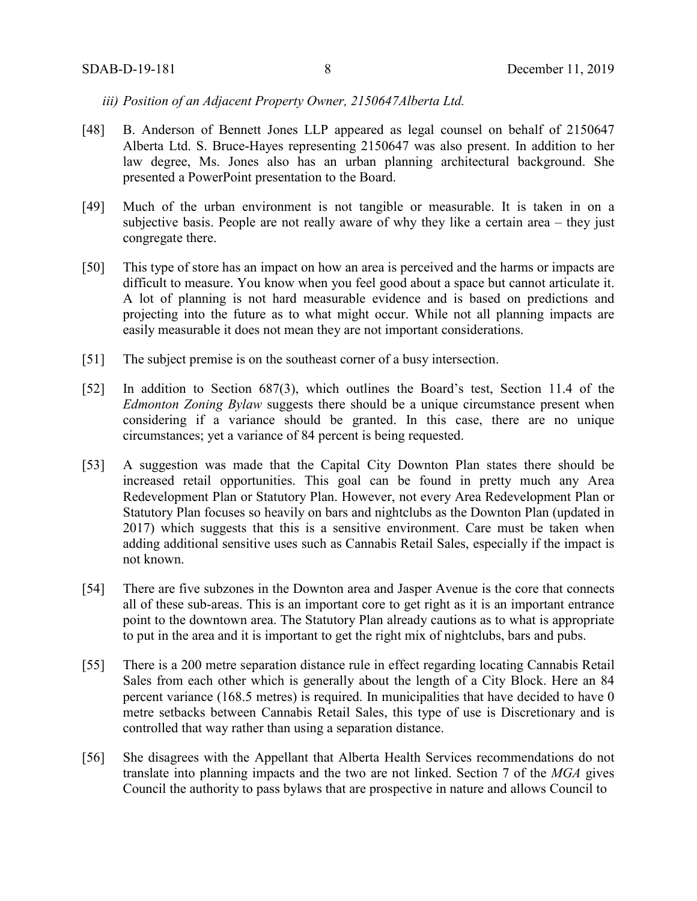*iii) Position of an Adjacent Property Owner, 2150647Alberta Ltd.*

[48] B. Anderson of Bennett Jones LLP appeared as legal counsel on behalf of 2150647 Alberta Ltd. S. Bruce-Hayes representing 2150647 was also present. In addition to her law degree, Ms. Jones also has an urban planning architectural background. She presented a PowerPoint presentation to the Board.

[49] Much of the urban environment is not tangible or measurable. It is taken in on a subjective basis. People are not really aware of why they like a certain area – they just congregate there.

[50] This type of store has an impact on how an area is perceived and the harms or impacts are difficult to measure. You know when you feel good about a space but cannot articulate it. A lot of planning is not hard measurable evidence and is based on predictions and projecting into the future as to what might occur. While not all planning impacts are easily measurable it does not mean they are not important considerations.

[51] The subject premise is on the southeast corner of a busy intersection.

[52] In addition to Section 687(3), which outlines the Board's test, Section 11.4 of the *Edmonton Zoning Bylaw* suggests there should be a unique circumstance present when considering if a variance should be granted. In this case, there are no unique circumstances; yet a variance of 84 percent is being requested.

[53] A suggestion was made that the Capital City Downton Plan states there should be increased retail opportunities. This goal can be found in pretty much any Area Redevelopment Plan or Statutory Plan. However, not every Area Redevelopment Plan or Statutory Plan focuses so heavily on bars and nightclubs as the Downton Plan (updated in 2017) which suggests that this is a sensitive environment. Care must be taken when adding additional sensitive uses such as Cannabis Retail Sales, especially if the impact is not known.

[54] There are five subzones in the Downton area and Jasper Avenue is the core that connects all of these sub-areas. This is an important core to get right as it is an important entrance point to the downtown area. The Statutory Plan already cautions as to what is appropriate to put in the area and it is important to get the right mix of nightclubs, bars and pubs.

[55] There is a 200 metre separation distance rule in effect regarding locating Cannabis Retail Sales from each other which is generally about the length of a City Block. Here an 84 percent variance (168.5 metres) is required. In municipalities that have decided to have 0 metre setbacks between Cannabis Retail Sales, this type of use is Discretionary and is controlled that way rather than using a separation distance.

[56] She disagrees with the Appellant that Alberta Health Services recommendations do not translate into planning impacts and the two are not linked. Section 7 of the *MGA* gives Council the authority to pass bylaws that are prospective in nature and allows Council to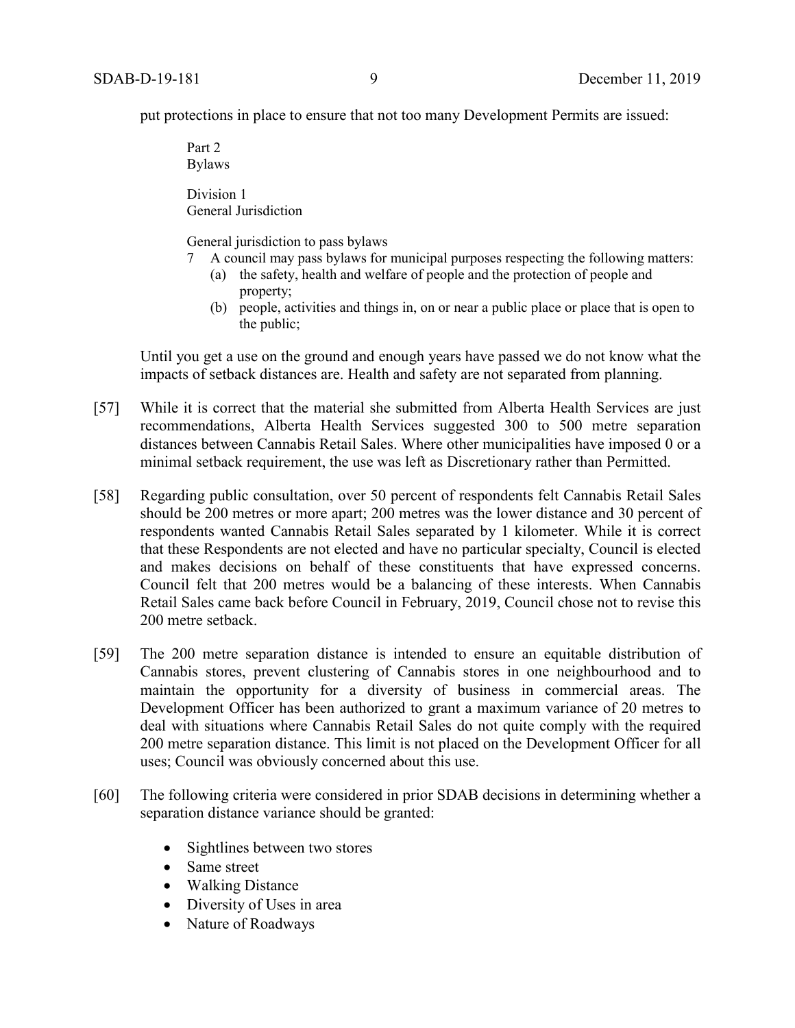put protections in place to ensure that not too many Development Permits are issued:

> Part 2
> Bylaws
>
> Division 1
> General Jurisdiction
>
> General jurisdiction to pass bylaws
>
> 7 A council may pass bylaws for municipal purposes respecting the following matters:
>
> (a) the safety, health and welfare of people and the protection of people and property;
>
> (b) people, activities and things in, on or near a public place or place that is open to the public;

Until you get a use on the ground and enough years have passed we do not know what the impacts of setback distances are. Health and safety are not separated from planning.

[57] While it is correct that the material she submitted from Alberta Health Services are just recommendations, Alberta Health Services suggested 300 to 500 metre separation distances between Cannabis Retail Sales. Where other municipalities have imposed 0 or a minimal setback requirement, the use was left as Discretionary rather than Permitted.

[58] Regarding public consultation, over 50 percent of respondents felt Cannabis Retail Sales should be 200 metres or more apart; 200 metres was the lower distance and 30 percent of respondents wanted Cannabis Retail Sales separated by 1 kilometer. While it is correct that these Respondents are not elected and have no particular specialty, Council is elected and makes decisions on behalf of these constituents that have expressed concerns. Council felt that 200 metres would be a balancing of these interests. When Cannabis Retail Sales came back before Council in February, 2019, Council chose not to revise this 200 metre setback.

[59] The 200 metre separation distance is intended to ensure an equitable distribution of Cannabis stores, prevent clustering of Cannabis stores in one neighbourhood and to maintain the opportunity for a diversity of business in commercial areas. The Development Officer has been authorized to grant a maximum variance of 20 metres to deal with situations where Cannabis Retail Sales do not quite comply with the required 200 metre separation distance. This limit is not placed on the Development Officer for all uses; Council was obviously concerned about this use.

[60] The following criteria were considered in prior SDAB decisions in determining whether a separation distance variance should be granted:

- Sightlines between two stores
- Same street
- Walking Distance
- Diversity of Uses in area
- Nature of Roadways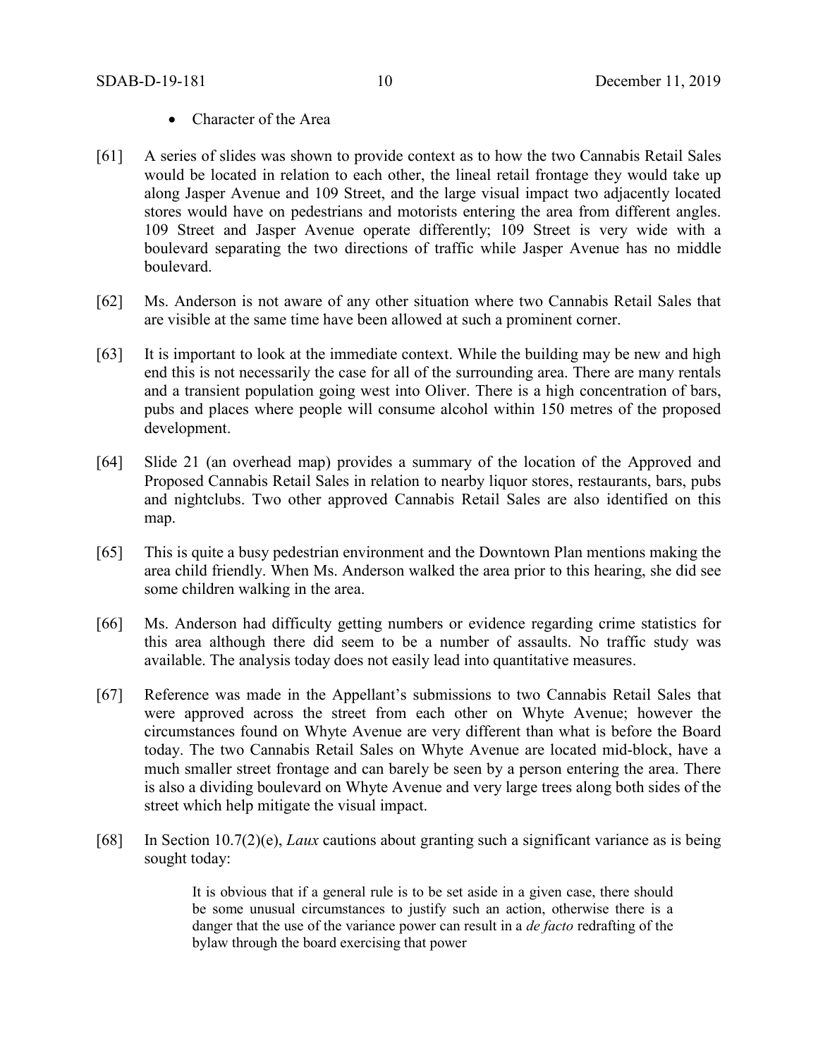- Character of the Area

[61] A series of slides was shown to provide context as to how the two Cannabis Retail Sales would be located in relation to each other, the lineal retail frontage they would take up along Jasper Avenue and 109 Street, and the large visual impact two adjacently located stores would have on pedestrians and motorists entering the area from different angles. 109 Street and Jasper Avenue operate differently; 109 Street is very wide with a boulevard separating the two directions of traffic while Jasper Avenue has no middle boulevard.

[62] Ms. Anderson is not aware of any other situation where two Cannabis Retail Sales that are visible at the same time have been allowed at such a prominent corner.

[63] It is important to look at the immediate context. While the building may be new and high end this is not necessarily the case for all of the surrounding area. There are many rentals and a transient population going west into Oliver. There is a high concentration of bars, pubs and places where people will consume alcohol within 150 metres of the proposed development.

[64] Slide 21 (an overhead map) provides a summary of the location of the Approved and Proposed Cannabis Retail Sales in relation to nearby liquor stores, restaurants, bars, pubs and nightclubs. Two other approved Cannabis Retail Sales are also identified on this map.

[65] This is quite a busy pedestrian environment and the Downtown Plan mentions making the area child friendly. When Ms. Anderson walked the area prior to this hearing, she did see some children walking in the area.

[66] Ms. Anderson had difficulty getting numbers or evidence regarding crime statistics for this area although there did seem to be a number of assaults. No traffic study was available. The analysis today does not easily lead into quantitative measures.

[67] Reference was made in the Appellant's submissions to two Cannabis Retail Sales that were approved across the street from each other on Whyte Avenue; however the circumstances found on Whyte Avenue are very different than what is before the Board today. The two Cannabis Retail Sales on Whyte Avenue are located mid-block, have a much smaller street frontage and can barely be seen by a person entering the area. There is also a dividing boulevard on Whyte Avenue and very large trees along both sides of the street which help mitigate the visual impact.

[68] In Section 10.7(2)(e), *Laux* cautions about granting such a significant variance as is being sought today:

> It is obvious that if a general rule is to be set aside in a given case, there should be some unusual circumstances to justify such an action, otherwise there is a danger that the use of the variance power can result in a *de facto* redrafting of the bylaw through the board exercising that power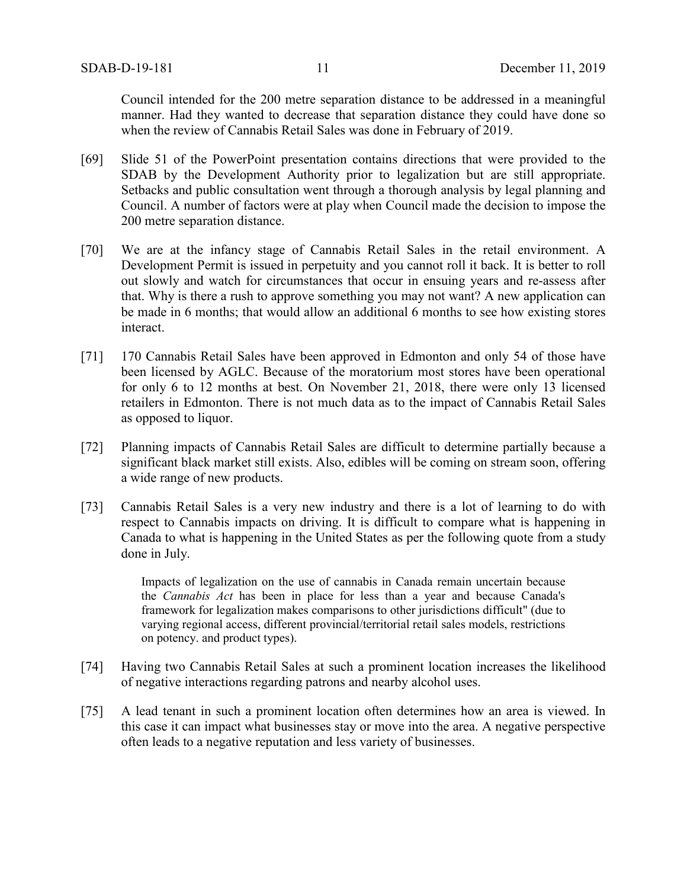Council intended for the 200 metre separation distance to be addressed in a meaningful manner. Had they wanted to decrease that separation distance they could have done so when the review of Cannabis Retail Sales was done in February of 2019.

[69] Slide 51 of the PowerPoint presentation contains directions that were provided to the SDAB by the Development Authority prior to legalization but are still appropriate. Setbacks and public consultation went through a thorough analysis by legal planning and Council. A number of factors were at play when Council made the decision to impose the 200 metre separation distance.

[70] We are at the infancy stage of Cannabis Retail Sales in the retail environment. A Development Permit is issued in perpetuity and you cannot roll it back. It is better to roll out slowly and watch for circumstances that occur in ensuing years and re-assess after that. Why is there a rush to approve something you may not want? A new application can be made in 6 months; that would allow an additional 6 months to see how existing stores interact.

[71] 170 Cannabis Retail Sales have been approved in Edmonton and only 54 of those have been licensed by AGLC. Because of the moratorium most stores have been operational for only 6 to 12 months at best. On November 21, 2018, there were only 13 licensed retailers in Edmonton. There is not much data as to the impact of Cannabis Retail Sales as opposed to liquor.

[72] Planning impacts of Cannabis Retail Sales are difficult to determine partially because a significant black market still exists. Also, edibles will be coming on stream soon, offering a wide range of new products.

[73] Cannabis Retail Sales is a very new industry and there is a lot of learning to do with respect to Cannabis impacts on driving. It is difficult to compare what is happening in Canada to what is happening in the United States as per the following quote from a study done in July.

> Impacts of legalization on the use of cannabis in Canada remain uncertain because the *Cannabis Act* has been in place for less than a year and because Canada's framework for legalization makes comparisons to other jurisdictions difficult" (due to varying regional access, different provincial/territorial retail sales models, restrictions on potency. and product types).

[74] Having two Cannabis Retail Sales at such a prominent location increases the likelihood of negative interactions regarding patrons and nearby alcohol uses.

[75] A lead tenant in such a prominent location often determines how an area is viewed. In this case it can impact what businesses stay or move into the area. A negative perspective often leads to a negative reputation and less variety of businesses.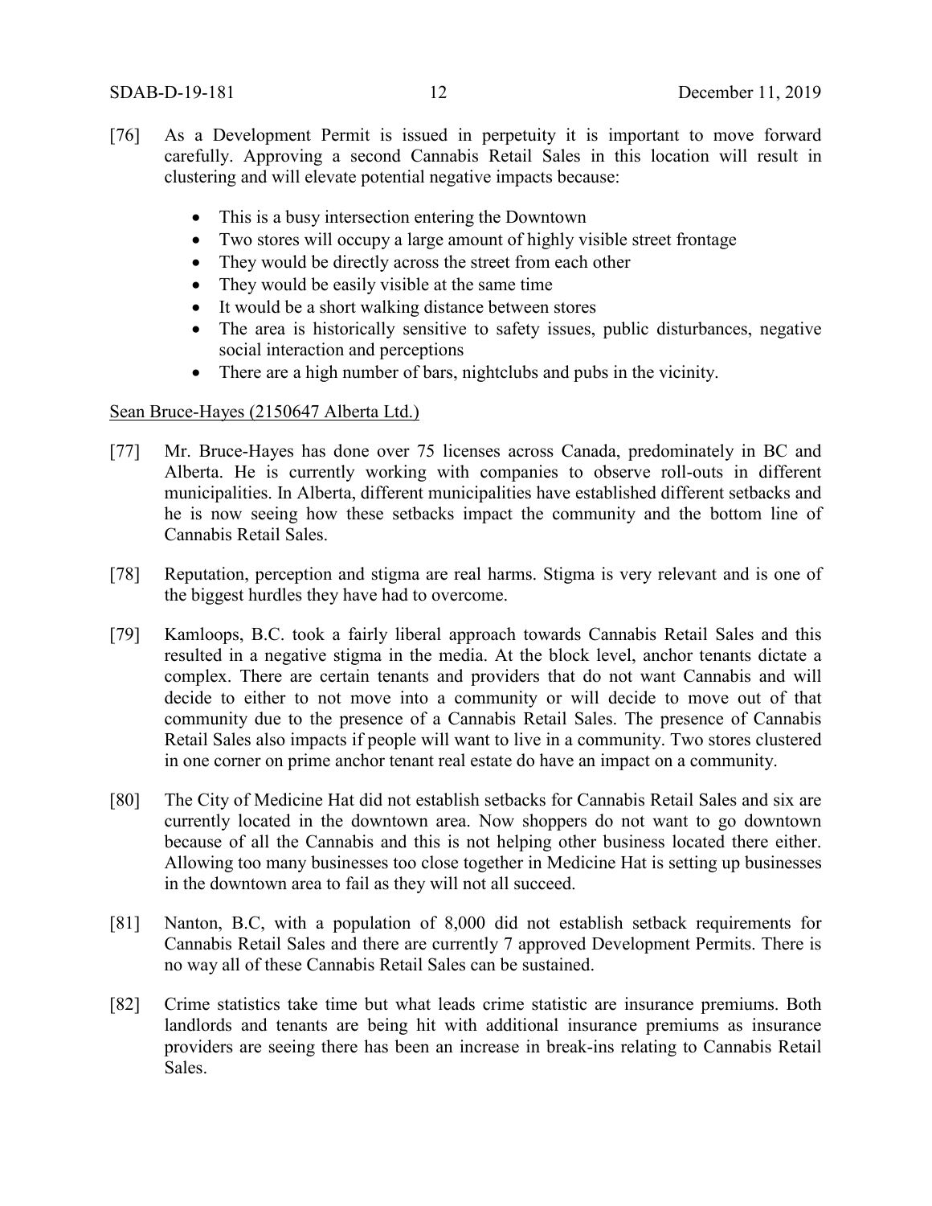[76] As a Development Permit is issued in perpetuity it is important to move forward carefully. Approving a second Cannabis Retail Sales in this location will result in clustering and will elevate potential negative impacts because:

- This is a busy intersection entering the Downtown
- Two stores will occupy a large amount of highly visible street frontage
- They would be directly across the street from each other
- They would be easily visible at the same time
- It would be a short walking distance between stores
- The area is historically sensitive to safety issues, public disturbances, negative social interaction and perceptions
- There are a high number of bars, nightclubs and pubs in the vicinity.

Sean Bruce-Hayes (2150647 Alberta Ltd.)

[77] Mr. Bruce-Hayes has done over 75 licenses across Canada, predominately in BC and Alberta. He is currently working with companies to observe roll-outs in different municipalities. In Alberta, different municipalities have established different setbacks and he is now seeing how these setbacks impact the community and the bottom line of Cannabis Retail Sales.

[78] Reputation, perception and stigma are real harms. Stigma is very relevant and is one of the biggest hurdles they have had to overcome.

[79] Kamloops, B.C. took a fairly liberal approach towards Cannabis Retail Sales and this resulted in a negative stigma in the media. At the block level, anchor tenants dictate a complex. There are certain tenants and providers that do not want Cannabis and will decide to either to not move into a community or will decide to move out of that community due to the presence of a Cannabis Retail Sales. The presence of Cannabis Retail Sales also impacts if people will want to live in a community. Two stores clustered in one corner on prime anchor tenant real estate do have an impact on a community.

[80] The City of Medicine Hat did not establish setbacks for Cannabis Retail Sales and six are currently located in the downtown area. Now shoppers do not want to go downtown because of all the Cannabis and this is not helping other business located there either. Allowing too many businesses too close together in Medicine Hat is setting up businesses in the downtown area to fail as they will not all succeed.

[81] Nanton, B.C, with a population of 8,000 did not establish setback requirements for Cannabis Retail Sales and there are currently 7 approved Development Permits. There is no way all of these Cannabis Retail Sales can be sustained.

[82] Crime statistics take time but what leads crime statistic are insurance premiums. Both landlords and tenants are being hit with additional insurance premiums as insurance providers are seeing there has been an increase in break-ins relating to Cannabis Retail Sales.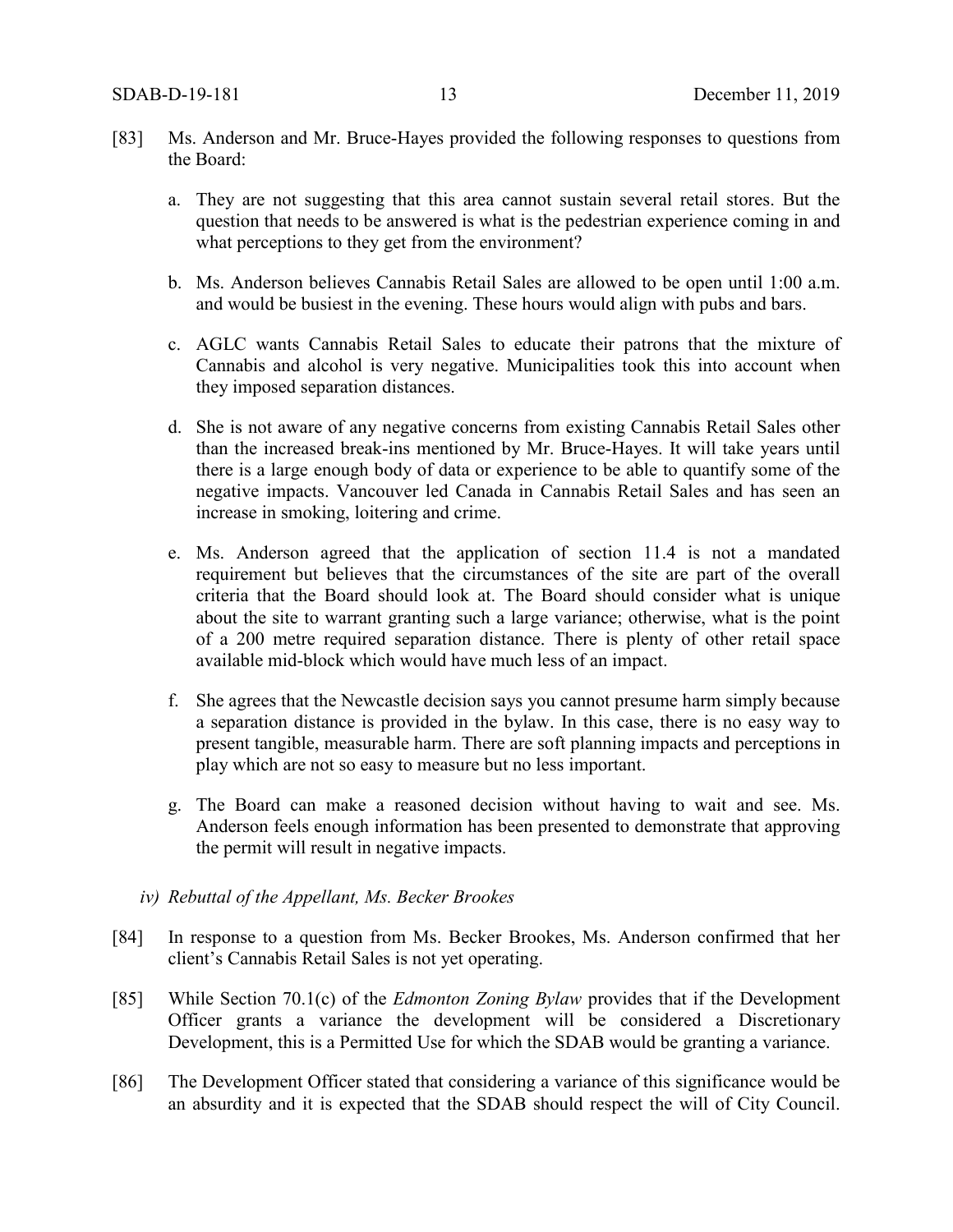[83] Ms. Anderson and Mr. Bruce-Hayes provided the following responses to questions from the Board:

a. They are not suggesting that this area cannot sustain several retail stores. But the question that needs to be answered is what is the pedestrian experience coming in and what perceptions to they get from the environment?

b. Ms. Anderson believes Cannabis Retail Sales are allowed to be open until 1:00 a.m. and would be busiest in the evening. These hours would align with pubs and bars.

c. AGLC wants Cannabis Retail Sales to educate their patrons that the mixture of Cannabis and alcohol is very negative. Municipalities took this into account when they imposed separation distances.

d. She is not aware of any negative concerns from existing Cannabis Retail Sales other than the increased break-ins mentioned by Mr. Bruce-Hayes. It will take years until there is a large enough body of data or experience to be able to quantify some of the negative impacts. Vancouver led Canada in Cannabis Retail Sales and has seen an increase in smoking, loitering and crime.

e. Ms. Anderson agreed that the application of section 11.4 is not a mandated requirement but believes that the circumstances of the site are part of the overall criteria that the Board should look at. The Board should consider what is unique about the site to warrant granting such a large variance; otherwise, what is the point of a 200 metre required separation distance. There is plenty of other retail space available mid-block which would have much less of an impact.

f. She agrees that the Newcastle decision says you cannot presume harm simply because a separation distance is provided in the bylaw. In this case, there is no easy way to present tangible, measurable harm. There are soft planning impacts and perceptions in play which are not so easy to measure but no less important.

g. The Board can make a reasoned decision without having to wait and see. Ms. Anderson feels enough information has been presented to demonstrate that approving the permit will result in negative impacts.

*iv) Rebuttal of the Appellant, Ms. Becker Brookes*

[84] In response to a question from Ms. Becker Brookes, Ms. Anderson confirmed that her client's Cannabis Retail Sales is not yet operating.

[85] While Section 70.1(c) of the *Edmonton Zoning Bylaw* provides that if the Development Officer grants a variance the development will be considered a Discretionary Development, this is a Permitted Use for which the SDAB would be granting a variance.

[86] The Development Officer stated that considering a variance of this significance would be an absurdity and it is expected that the SDAB should respect the will of City Council.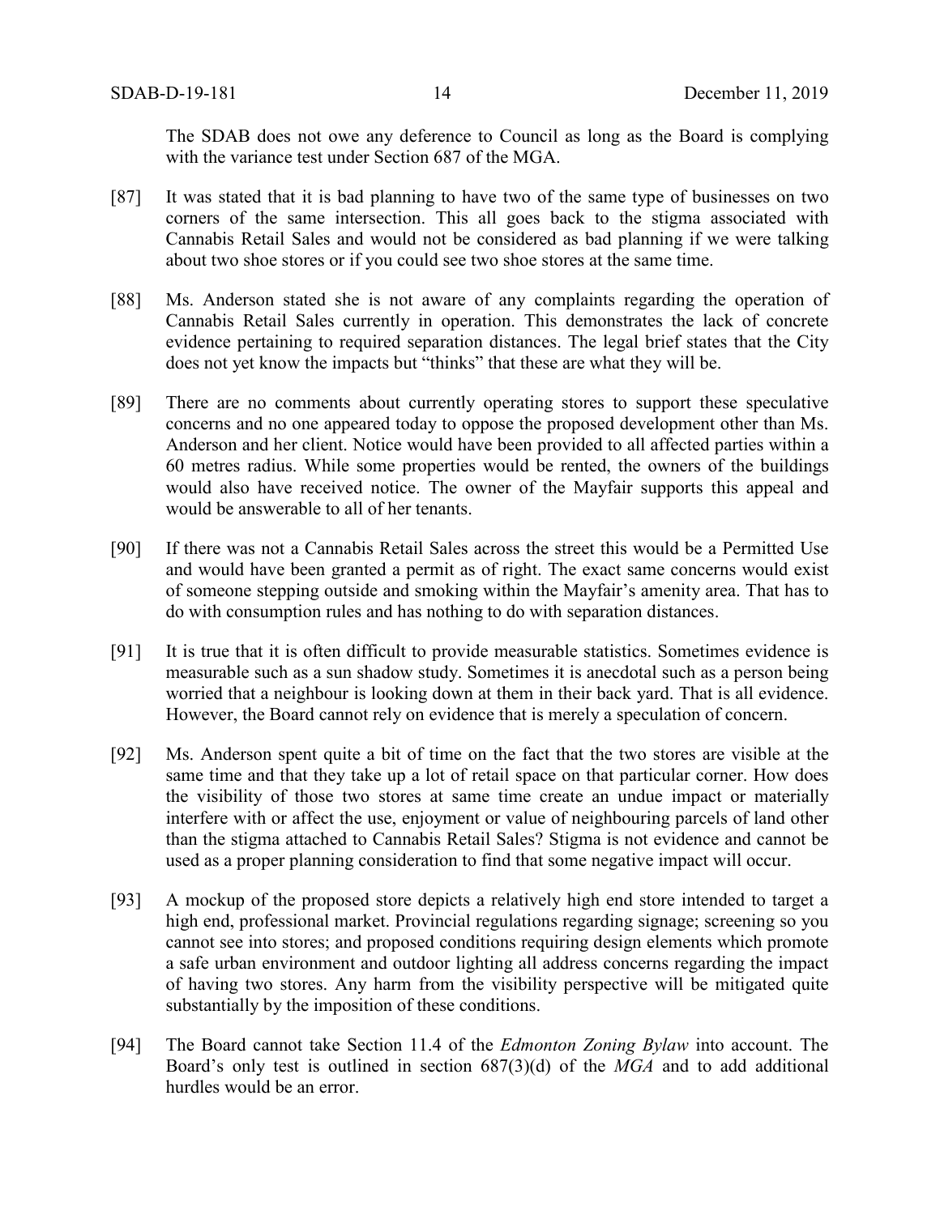The SDAB does not owe any deference to Council as long as the Board is complying with the variance test under Section 687 of the MGA.

[87] It was stated that it is bad planning to have two of the same type of businesses on two corners of the same intersection. This all goes back to the stigma associated with Cannabis Retail Sales and would not be considered as bad planning if we were talking about two shoe stores or if you could see two shoe stores at the same time.

[88] Ms. Anderson stated she is not aware of any complaints regarding the operation of Cannabis Retail Sales currently in operation. This demonstrates the lack of concrete evidence pertaining to required separation distances. The legal brief states that the City does not yet know the impacts but "thinks" that these are what they will be.

[89] There are no comments about currently operating stores to support these speculative concerns and no one appeared today to oppose the proposed development other than Ms. Anderson and her client. Notice would have been provided to all affected parties within a 60 metres radius. While some properties would be rented, the owners of the buildings would also have received notice. The owner of the Mayfair supports this appeal and would be answerable to all of her tenants.

[90] If there was not a Cannabis Retail Sales across the street this would be a Permitted Use and would have been granted a permit as of right. The exact same concerns would exist of someone stepping outside and smoking within the Mayfair's amenity area. That has to do with consumption rules and has nothing to do with separation distances.

[91] It is true that it is often difficult to provide measurable statistics. Sometimes evidence is measurable such as a sun shadow study. Sometimes it is anecdotal such as a person being worried that a neighbour is looking down at them in their back yard. That is all evidence. However, the Board cannot rely on evidence that is merely a speculation of concern.

[92] Ms. Anderson spent quite a bit of time on the fact that the two stores are visible at the same time and that they take up a lot of retail space on that particular corner. How does the visibility of those two stores at same time create an undue impact or materially interfere with or affect the use, enjoyment or value of neighbouring parcels of land other than the stigma attached to Cannabis Retail Sales? Stigma is not evidence and cannot be used as a proper planning consideration to find that some negative impact will occur.

[93] A mockup of the proposed store depicts a relatively high end store intended to target a high end, professional market. Provincial regulations regarding signage; screening so you cannot see into stores; and proposed conditions requiring design elements which promote a safe urban environment and outdoor lighting all address concerns regarding the impact of having two stores. Any harm from the visibility perspective will be mitigated quite substantially by the imposition of these conditions.

[94] The Board cannot take Section 11.4 of the *Edmonton Zoning Bylaw* into account. The Board's only test is outlined in section 687(3)(d) of the *MGA* and to add additional hurdles would be an error.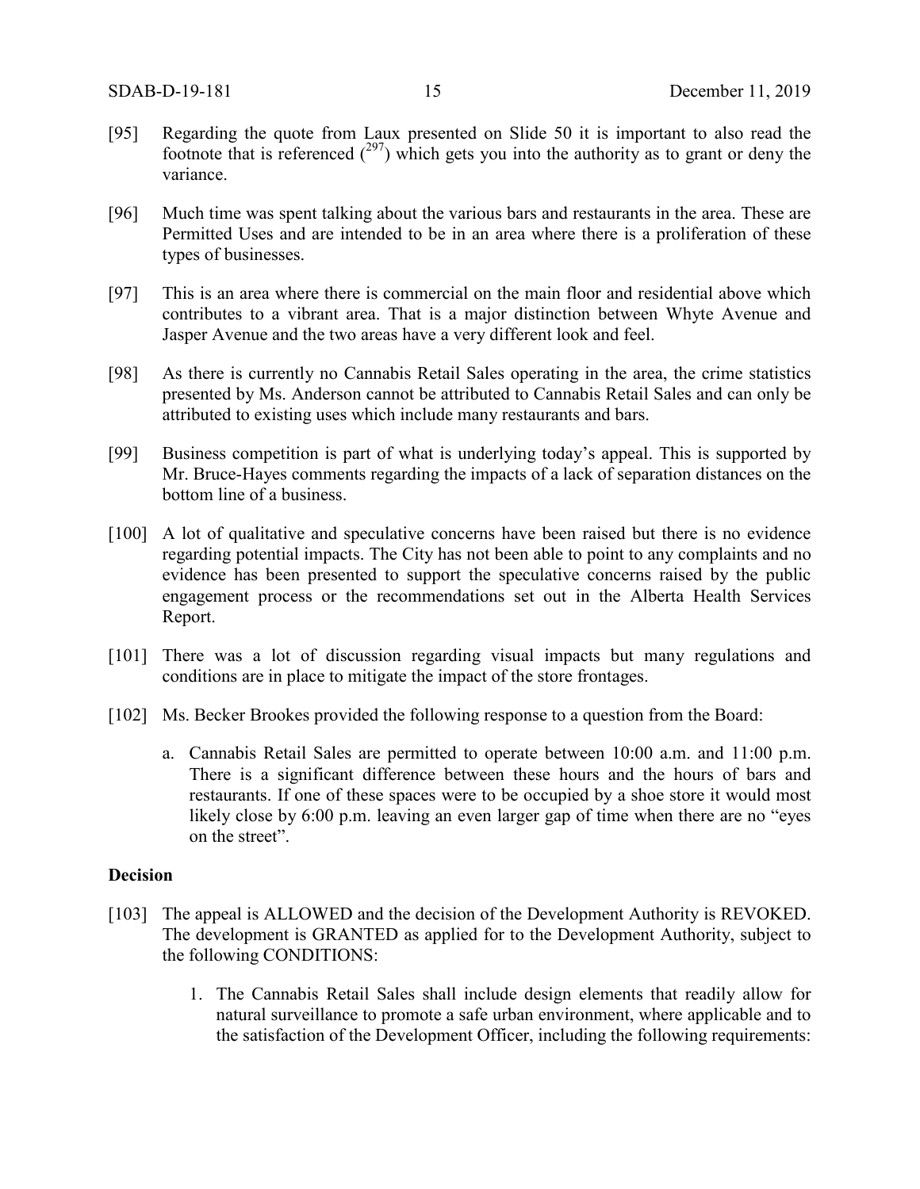[95] Regarding the quote from Laux presented on Slide 50 it is important to also read the footnote that is referenced ([297]) which gets you into the authority as to grant or deny the variance.

[96] Much time was spent talking about the various bars and restaurants in the area. These are Permitted Uses and are intended to be in an area where there is a proliferation of these types of businesses.

[97] This is an area where there is commercial on the main floor and residential above which contributes to a vibrant area. That is a major distinction between Whyte Avenue and Jasper Avenue and the two areas have a very different look and feel.

[98] As there is currently no Cannabis Retail Sales operating in the area, the crime statistics presented by Ms. Anderson cannot be attributed to Cannabis Retail Sales and can only be attributed to existing uses which include many restaurants and bars.

[99] Business competition is part of what is underlying today's appeal. This is supported by Mr. Bruce-Hayes comments regarding the impacts of a lack of separation distances on the bottom line of a business.

[100] A lot of qualitative and speculative concerns have been raised but there is no evidence regarding potential impacts. The City has not been able to point to any complaints and no evidence has been presented to support the speculative concerns raised by the public engagement process or the recommendations set out in the Alberta Health Services Report.

[101] There was a lot of discussion regarding visual impacts but many regulations and conditions are in place to mitigate the impact of the store frontages.

[102] Ms. Becker Brookes provided the following response to a question from the Board:

a. Cannabis Retail Sales are permitted to operate between 10:00 a.m. and 11:00 p.m. There is a significant difference between these hours and the hours of bars and restaurants. If one of these spaces were to be occupied by a shoe store it would most likely close by 6:00 p.m. leaving an even larger gap of time when there are no "eyes on the street".

## Decision

[103] The appeal is ALLOWED and the decision of the Development Authority is REVOKED. The development is GRANTED as applied for to the Development Authority, subject to the following CONDITIONS:

1. The Cannabis Retail Sales shall include design elements that readily allow for natural surveillance to promote a safe urban environment, where applicable and to the satisfaction of the Development Officer, including the following requirements: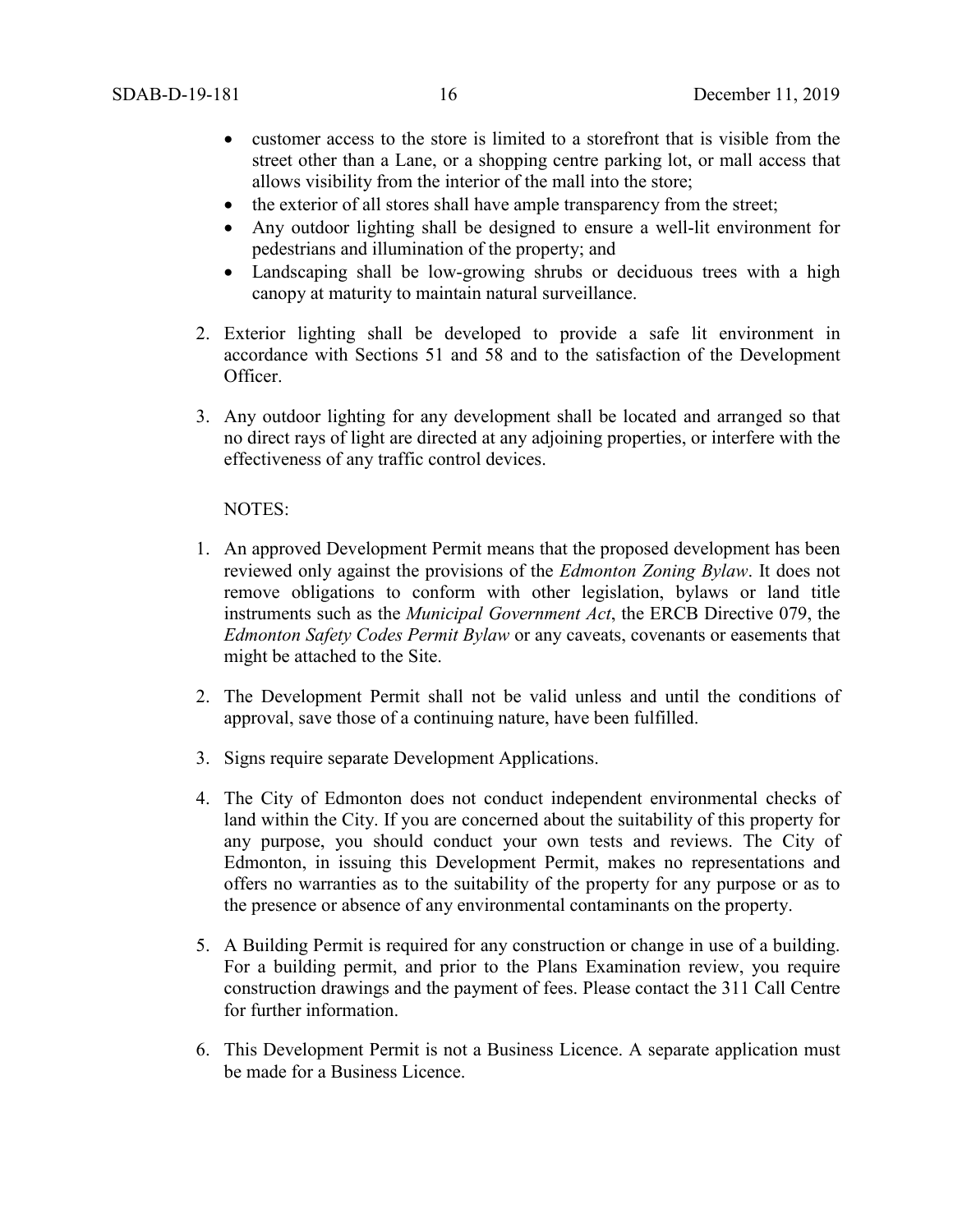- customer access to the store is limited to a storefront that is visible from the street other than a Lane, or a shopping centre parking lot, or mall access that allows visibility from the interior of the mall into the store;
- the exterior of all stores shall have ample transparency from the street;
- Any outdoor lighting shall be designed to ensure a well-lit environment for pedestrians and illumination of the property; and
- Landscaping shall be low-growing shrubs or deciduous trees with a high canopy at maturity to maintain natural surveillance.

2. Exterior lighting shall be developed to provide a safe lit environment in accordance with Sections 51 and 58 and to the satisfaction of the Development Officer.

3. Any outdoor lighting for any development shall be located and arranged so that no direct rays of light are directed at any adjoining properties, or interfere with the effectiveness of any traffic control devices.

NOTES:

1. An approved Development Permit means that the proposed development has been reviewed only against the provisions of the *Edmonton Zoning Bylaw*. It does not remove obligations to conform with other legislation, bylaws or land title instruments such as the *Municipal Government Act*, the ERCB Directive 079, the *Edmonton Safety Codes Permit Bylaw* or any caveats, covenants or easements that might be attached to the Site.

2. The Development Permit shall not be valid unless and until the conditions of approval, save those of a continuing nature, have been fulfilled.

3. Signs require separate Development Applications.

4. The City of Edmonton does not conduct independent environmental checks of land within the City. If you are concerned about the suitability of this property for any purpose, you should conduct your own tests and reviews. The City of Edmonton, in issuing this Development Permit, makes no representations and offers no warranties as to the suitability of the property for any purpose or as to the presence or absence of any environmental contaminants on the property.

5. A Building Permit is required for any construction or change in use of a building. For a building permit, and prior to the Plans Examination review, you require construction drawings and the payment of fees. Please contact the 311 Call Centre for further information.

6. This Development Permit is not a Business Licence. A separate application must be made for a Business Licence.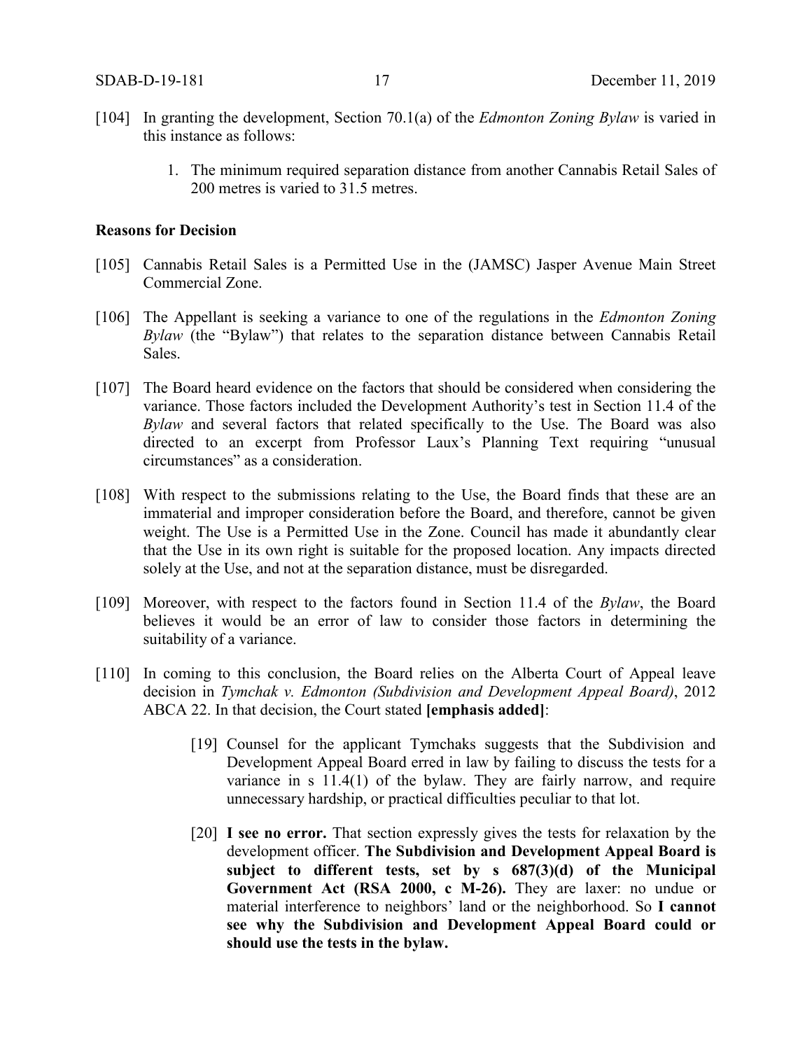[104] In granting the development, Section 70.1(a) of the *Edmonton Zoning Bylaw* is varied in this instance as follows:

1. The minimum required separation distance from another Cannabis Retail Sales of 200 metres is varied to 31.5 metres.

**Reasons for Decision**

[105] Cannabis Retail Sales is a Permitted Use in the (JAMSC) Jasper Avenue Main Street Commercial Zone.

[106] The Appellant is seeking a variance to one of the regulations in the *Edmonton Zoning Bylaw* (the "Bylaw") that relates to the separation distance between Cannabis Retail Sales.

[107] The Board heard evidence on the factors that should be considered when considering the variance. Those factors included the Development Authority's test in Section 11.4 of the *Bylaw* and several factors that related specifically to the Use. The Board was also directed to an excerpt from Professor Laux's Planning Text requiring "unusual circumstances" as a consideration.

[108] With respect to the submissions relating to the Use, the Board finds that these are an immaterial and improper consideration before the Board, and therefore, cannot be given weight. The Use is a Permitted Use in the Zone. Council has made it abundantly clear that the Use in its own right is suitable for the proposed location. Any impacts directed solely at the Use, and not at the separation distance, must be disregarded.

[109] Moreover, with respect to the factors found in Section 11.4 of the *Bylaw*, the Board believes it would be an error of law to consider those factors in determining the suitability of a variance.

[110] In coming to this conclusion, the Board relies on the Alberta Court of Appeal leave decision in *Tymchak v. Edmonton (Subdivision and Development Appeal Board)*, 2012 ABCA 22. In that decision, the Court stated **[emphasis added]**:

> [19] Counsel for the applicant Tymchaks suggests that the Subdivision and Development Appeal Board erred in law by failing to discuss the tests for a variance in s 11.4(1) of the bylaw. They are fairly narrow, and require unnecessary hardship, or practical difficulties peculiar to that lot.
>
> [20] **I see no error.** That section expressly gives the tests for relaxation by the development officer. **The Subdivision and Development Appeal Board is subject to different tests, set by s 687(3)(d) of the Municipal Government Act (RSA 2000, c M-26).** They are laxer: no undue or material interference to neighbors' land or the neighborhood. So **I cannot see why the Subdivision and Development Appeal Board could or should use the tests in the bylaw.**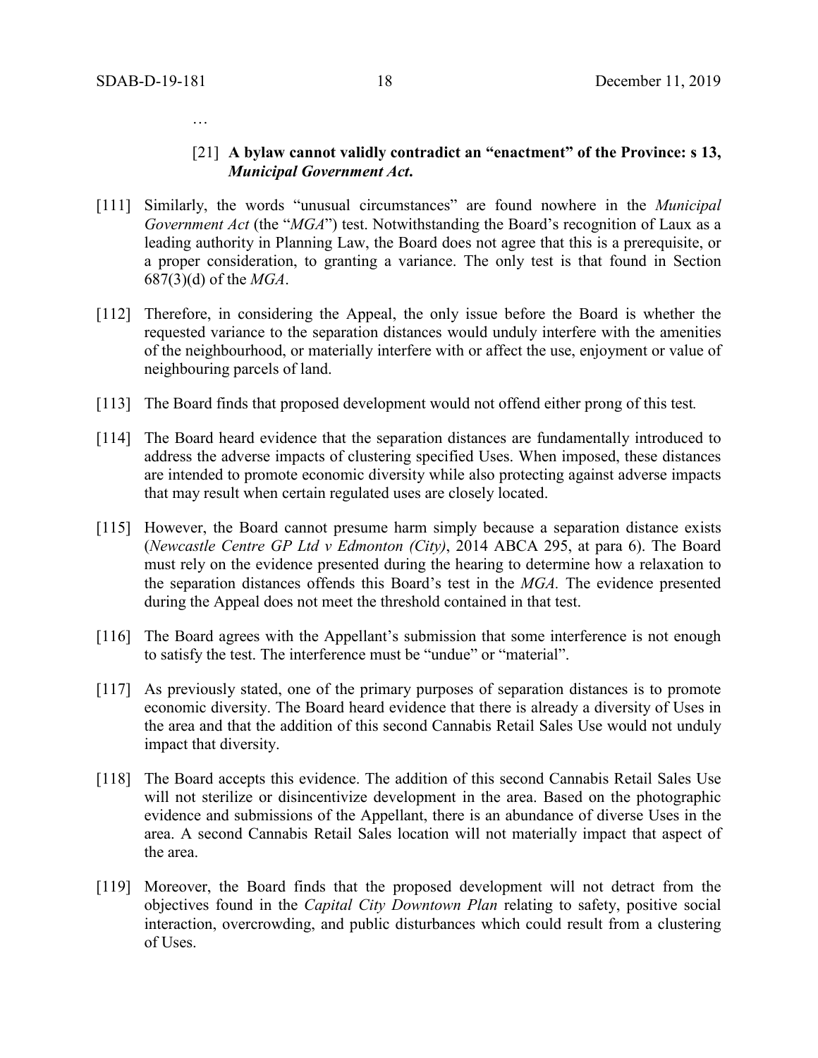…

> [21] **A bylaw cannot validly contradict an "enactment" of the Province: s 13, *Municipal Government Act*.**

[111] Similarly, the words "unusual circumstances" are found nowhere in the *Municipal Government Act* (the "*MGA*") test. Notwithstanding the Board's recognition of Laux as a leading authority in Planning Law, the Board does not agree that this is a prerequisite, or a proper consideration, to granting a variance. The only test is that found in Section 687(3)(d) of the *MGA*.

[112] Therefore, in considering the Appeal, the only issue before the Board is whether the requested variance to the separation distances would unduly interfere with the amenities of the neighbourhood, or materially interfere with or affect the use, enjoyment or value of neighbouring parcels of land.

[113] The Board finds that proposed development would not offend either prong of this test*.*

[114] The Board heard evidence that the separation distances are fundamentally introduced to address the adverse impacts of clustering specified Uses. When imposed, these distances are intended to promote economic diversity while also protecting against adverse impacts that may result when certain regulated uses are closely located.

[115] However, the Board cannot presume harm simply because a separation distance exists (*Newcastle Centre GP Ltd v Edmonton (City)*, 2014 ABCA 295, at para 6). The Board must rely on the evidence presented during the hearing to determine how a relaxation to the separation distances offends this Board's test in the *MGA.* The evidence presented during the Appeal does not meet the threshold contained in that test.

[116] The Board agrees with the Appellant's submission that some interference is not enough to satisfy the test. The interference must be "undue" or "material".

[117] As previously stated, one of the primary purposes of separation distances is to promote economic diversity. The Board heard evidence that there is already a diversity of Uses in the area and that the addition of this second Cannabis Retail Sales Use would not unduly impact that diversity.

[118] The Board accepts this evidence. The addition of this second Cannabis Retail Sales Use will not sterilize or disincentivize development in the area. Based on the photographic evidence and submissions of the Appellant, there is an abundance of diverse Uses in the area. A second Cannabis Retail Sales location will not materially impact that aspect of the area.

[119] Moreover, the Board finds that the proposed development will not detract from the objectives found in the *Capital City Downtown Plan* relating to safety, positive social interaction, overcrowding, and public disturbances which could result from a clustering of Uses.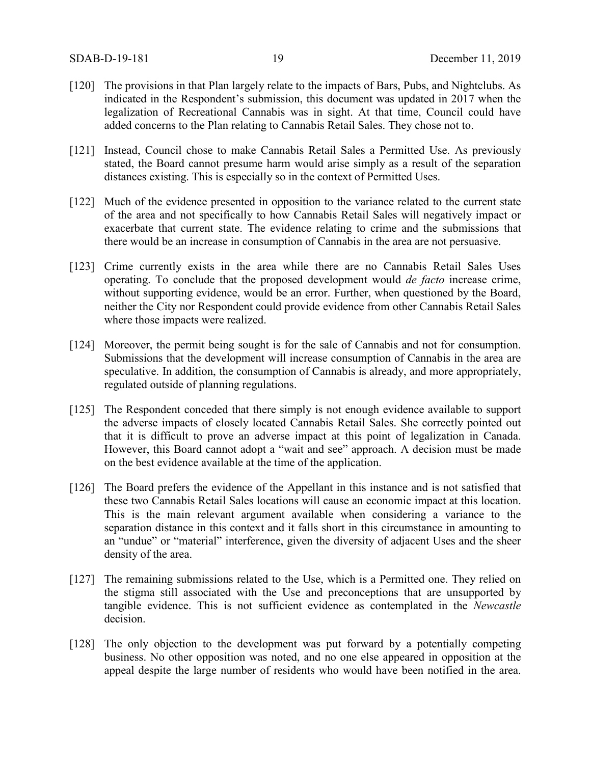[120] The provisions in that Plan largely relate to the impacts of Bars, Pubs, and Nightclubs. As indicated in the Respondent's submission, this document was updated in 2017 when the legalization of Recreational Cannabis was in sight. At that time, Council could have added concerns to the Plan relating to Cannabis Retail Sales. They chose not to.

[121] Instead, Council chose to make Cannabis Retail Sales a Permitted Use. As previously stated, the Board cannot presume harm would arise simply as a result of the separation distances existing. This is especially so in the context of Permitted Uses.

[122] Much of the evidence presented in opposition to the variance related to the current state of the area and not specifically to how Cannabis Retail Sales will negatively impact or exacerbate that current state. The evidence relating to crime and the submissions that there would be an increase in consumption of Cannabis in the area are not persuasive.

[123] Crime currently exists in the area while there are no Cannabis Retail Sales Uses operating. To conclude that the proposed development would *de facto* increase crime, without supporting evidence, would be an error. Further, when questioned by the Board, neither the City nor Respondent could provide evidence from other Cannabis Retail Sales where those impacts were realized.

[124] Moreover, the permit being sought is for the sale of Cannabis and not for consumption. Submissions that the development will increase consumption of Cannabis in the area are speculative. In addition, the consumption of Cannabis is already, and more appropriately, regulated outside of planning regulations.

[125] The Respondent conceded that there simply is not enough evidence available to support the adverse impacts of closely located Cannabis Retail Sales. She correctly pointed out that it is difficult to prove an adverse impact at this point of legalization in Canada. However, this Board cannot adopt a "wait and see" approach. A decision must be made on the best evidence available at the time of the application.

[126] The Board prefers the evidence of the Appellant in this instance and is not satisfied that these two Cannabis Retail Sales locations will cause an economic impact at this location. This is the main relevant argument available when considering a variance to the separation distance in this context and it falls short in this circumstance in amounting to an "undue" or "material" interference, given the diversity of adjacent Uses and the sheer density of the area.

[127] The remaining submissions related to the Use, which is a Permitted one. They relied on the stigma still associated with the Use and preconceptions that are unsupported by tangible evidence. This is not sufficient evidence as contemplated in the *Newcastle* decision.

[128] The only objection to the development was put forward by a potentially competing business. No other opposition was noted, and no one else appeared in opposition at the appeal despite the large number of residents who would have been notified in the area.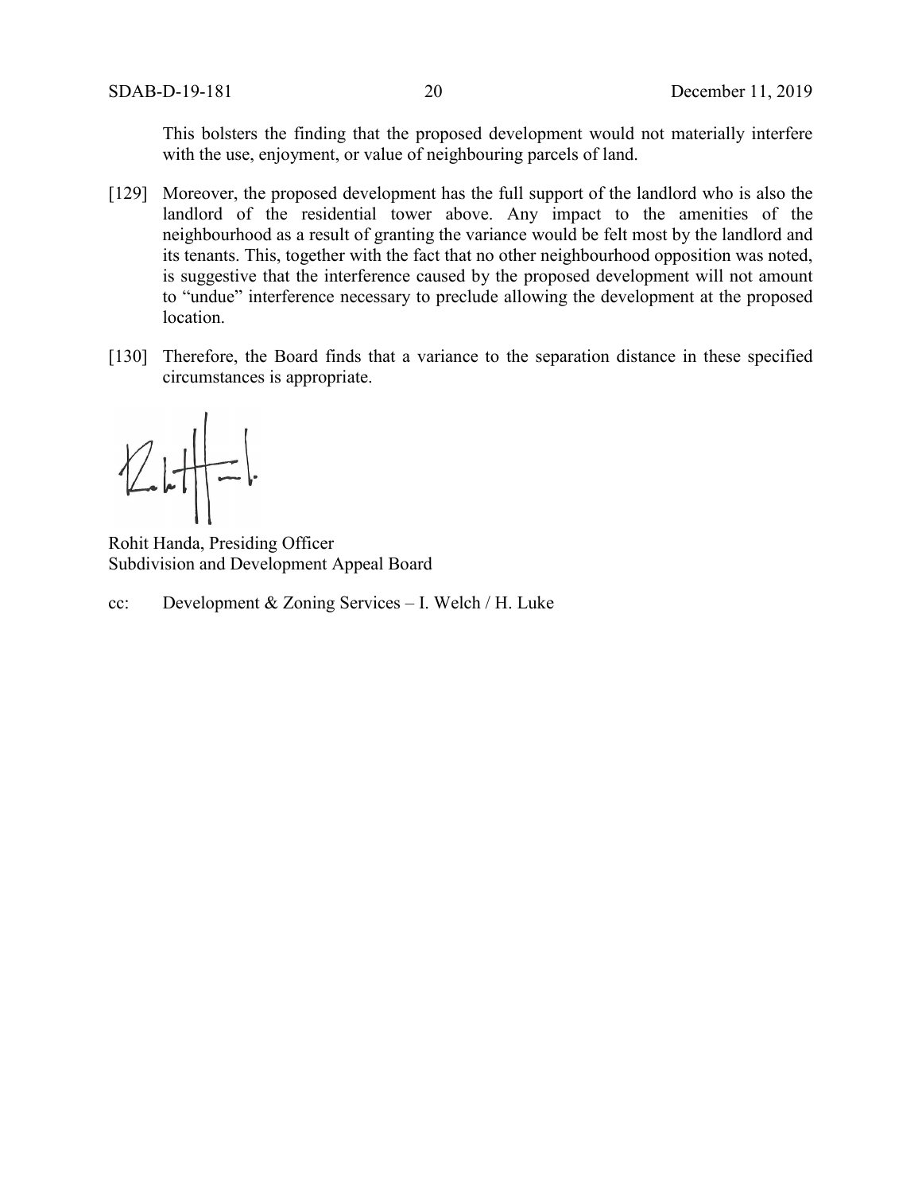This bolsters the finding that the proposed development would not materially interfere with the use, enjoyment, or value of neighbouring parcels of land.

[129] Moreover, the proposed development has the full support of the landlord who is also the landlord of the residential tower above. Any impact to the amenities of the neighbourhood as a result of granting the variance would be felt most by the landlord and its tenants. This, together with the fact that no other neighbourhood opposition was noted, is suggestive that the interference caused by the proposed development will not amount to "undue" interference necessary to preclude allowing the development at the proposed location.

[130] Therefore, the Board finds that a variance to the separation distance in these specified circumstances is appropriate.

Rohit Handa, Presiding Officer
Subdivision and Development Appeal Board

cc: Development & Zoning Services – I. Welch / H. Luke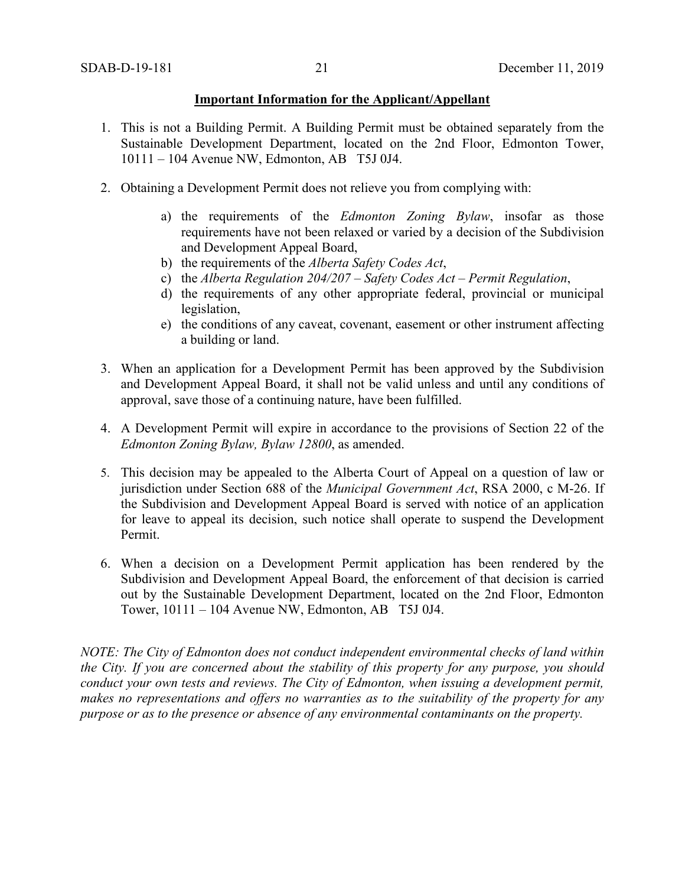**Important Information for the Applicant/Appellant**

1. This is not a Building Permit. A Building Permit must be obtained separately from the Sustainable Development Department, located on the 2nd Floor, Edmonton Tower, 10111 – 104 Avenue NW, Edmonton, AB T5J 0J4.

2. Obtaining a Development Permit does not relieve you from complying with:

   a) the requirements of the *Edmonton Zoning Bylaw*, insofar as those requirements have not been relaxed or varied by a decision of the Subdivision and Development Appeal Board,
   b) the requirements of the *Alberta Safety Codes Act*,
   c) the *Alberta Regulation 204/207 – Safety Codes Act – Permit Regulation*,
   d) the requirements of any other appropriate federal, provincial or municipal legislation,
   e) the conditions of any caveat, covenant, easement or other instrument affecting a building or land.

3. When an application for a Development Permit has been approved by the Subdivision and Development Appeal Board, it shall not be valid unless and until any conditions of approval, save those of a continuing nature, have been fulfilled.

4. A Development Permit will expire in accordance to the provisions of Section 22 of the *Edmonton Zoning Bylaw, Bylaw 12800*, as amended.

5. This decision may be appealed to the Alberta Court of Appeal on a question of law or jurisdiction under Section 688 of the *Municipal Government Act*, RSA 2000, c M-26. If the Subdivision and Development Appeal Board is served with notice of an application for leave to appeal its decision, such notice shall operate to suspend the Development Permit.

6. When a decision on a Development Permit application has been rendered by the Subdivision and Development Appeal Board, the enforcement of that decision is carried out by the Sustainable Development Department, located on the 2nd Floor, Edmonton Tower, 10111 – 104 Avenue NW, Edmonton, AB T5J 0J4.

*NOTE: The City of Edmonton does not conduct independent environmental checks of land within the City. If you are concerned about the stability of this property for any purpose, you should conduct your own tests and reviews. The City of Edmonton, when issuing a development permit, makes no representations and offers no warranties as to the suitability of the property for any purpose or as to the presence or absence of any environmental contaminants on the property.*